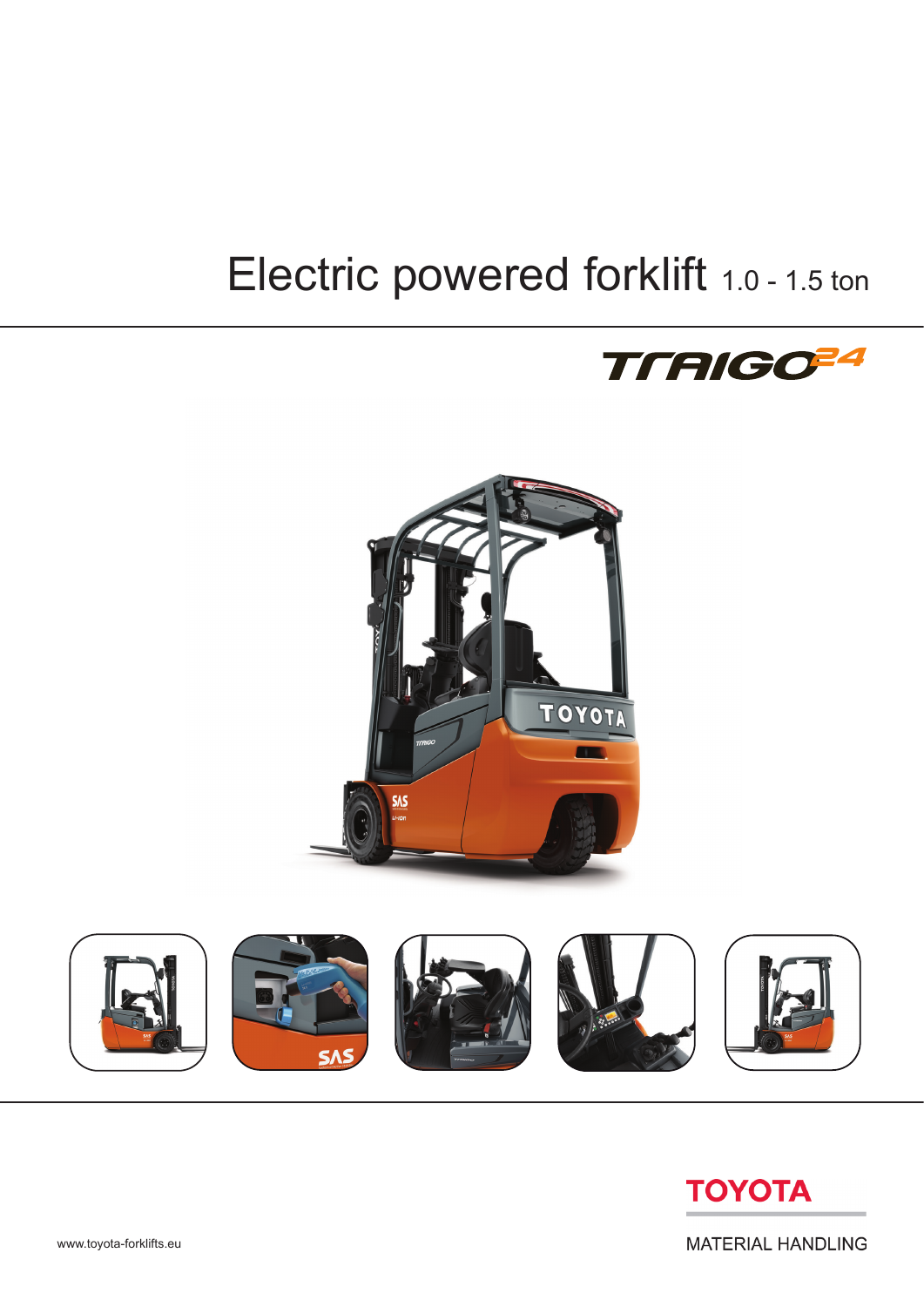# Electric powered forklift 1.0 - 1.5 ton

TRAIGO24

www.toyota-forklifts.eu

TOYOTA

MATERIAL HANDLING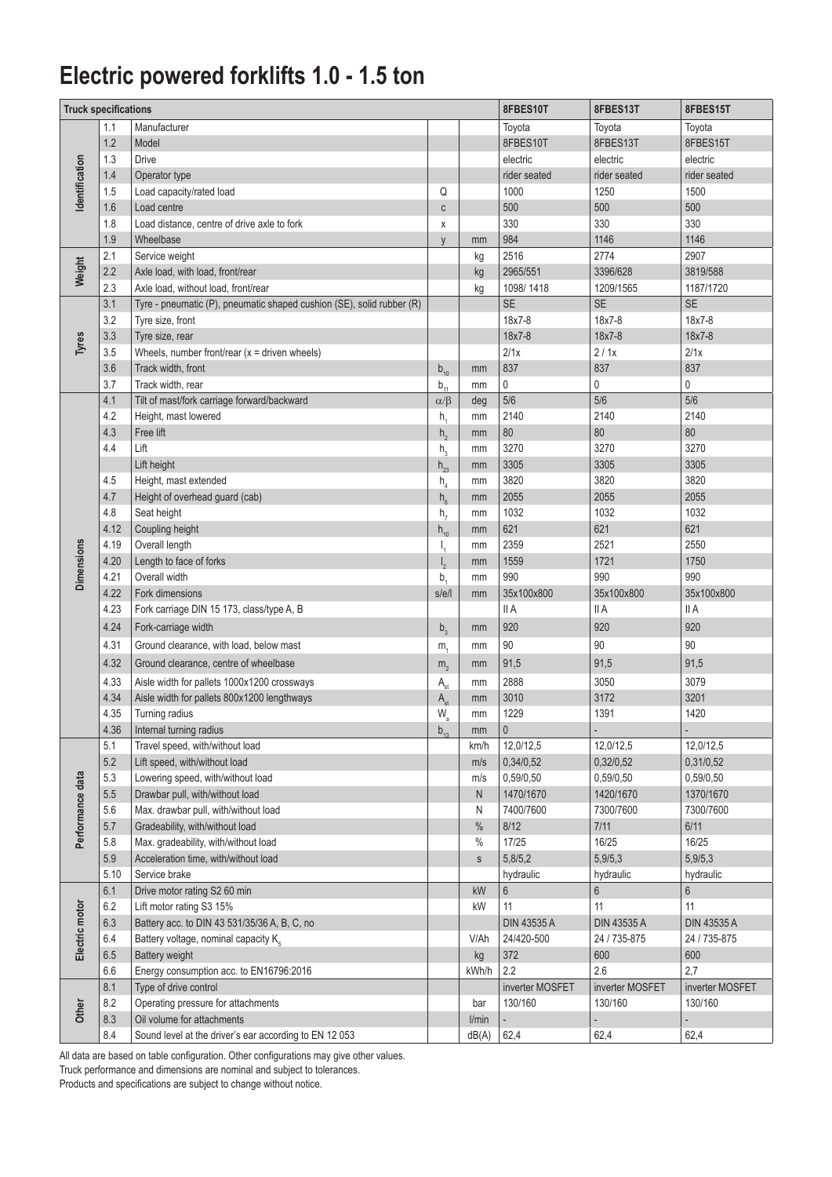# Electric powered forklifts 1.0 - 1.5 ton

| Truck specifications | | | | | 8FBES10T | 8FBES13T | 8FBES15T |
|---|---|---|---|---|---|---|---|
| Identification | 1.1 | Manufacturer | | | Toyota | Toyota | Toyota |
| | 1.2 | Model | | | 8FBES10T | 8FBES13T | 8FBES15T |
| | 1.3 | Drive | | | electric | electric | electric |
| | 1.4 | Operator type | | | rider seated | rider seated | rider seated |
| | 1.5 | Load capacity/rated load | Q | | 1000 | 1250 | 1500 |
| | 1.6 | Load centre | c | | 500 | 500 | 500 |
| | 1.8 | Load distance, centre of drive axle to fork | x | | 330 | 330 | 330 |
| | 1.9 | Wheelbase | y | mm | 984 | 1146 | 1146 |
| Weight | 2.1 | Service weight | | kg | 2516 | 2774 | 2907 |
| | 2.2 | Axle load, with load, front/rear | | kg | 2965/551 | 3396/628 | 3819/588 |
| | 2.3 | Axle load, without load, front/rear | | kg | 1098/ 1418 | 1209/1565 | 1187/1720 |
| Tyres | 3.1 | Tyre - pneumatic (P), pneumatic shaped cushion (SE), solid rubber (R) | | | SE | SE | SE |
| | 3.2 | Tyre size, front | | | 18x7-8 | 18x7-8 | 18x7-8 |
| | 3.3 | Tyre size, rear | | | 18x7-8 | 18x7-8 | 18x7-8 |
| | 3.5 | Wheels, number front/rear (x = driven wheels) | | | 2/1x | 2 / 1x | 2/1x |
| | 3.6 | Track width, front | $b_{10}$ | mm | 837 | 837 | 837 |
| | 3.7 | Track width, rear | $b_{11}$ | mm | 0 | 0 | 0 |
| Dimensions | 4.1 | Tilt of mast/fork carriage forward/backward | $\alpha/\beta$ | deg | 5/6 | 5/6 | 5/6 |
| | 4.2 | Height, mast lowered | $h_1$ | mm | 2140 | 2140 | 2140 |
| | 4.3 | Free lift | $h_2$ | mm | 80 | 80 | 80 |
| | 4.4 | Lift | $h_3$ | mm | 3270 | 3270 | 3270 |
| | | Lift height | $h_{23}$ | mm | 3305 | 3305 | 3305 |
| | 4.5 | Height, mast extended | $h_4$ | mm | 3820 | 3820 | 3820 |
| | 4.7 | Height of overhead guard (cab) | $h_6$ | mm | 2055 | 2055 | 2055 |
| | 4.8 | Seat height | $h_7$ | mm | 1032 | 1032 | 1032 |
| | 4.12 | Coupling height | $h_{10}$ | mm | 621 | 621 | 621 |
| | 4.19 | Overall length | $l_1$ | mm | 2359 | 2521 | 2550 |
| | 4.20 | Length to face of forks | $l_2$ | mm | 1559 | 1721 | 1750 |
| | 4.21 | Overall width | $b_1$ | mm | 990 | 990 | 990 |
| | 4.22 | Fork dimensions | s/e/l | mm | 35x100x800 | 35x100x800 | 35x100x800 |
| | 4.23 | Fork carriage DIN 15 173, class/type A, B | | | II A | II A | II A |
| | 4.24 | Fork-carriage width | $b_3$ | mm | 920 | 920 | 920 |
| | 4.31 | Ground clearance, with load, below mast | $m_1$ | mm | 90 | 90 | 90 |
| | 4.32 | Ground clearance, centre of wheelbase | $m_2$ | mm | 91,5 | 91,5 | 91,5 |
| | 4.33 | Aisle width for pallets 1000x1200 crossways | $A_{st}$ | mm | 2888 | 3050 | 3079 |
| | 4.34 | Aisle width for pallets 800x1200 lengthways | $A_{st}$ | mm | 3010 | 3172 | 3201 |
| | 4.35 | Turning radius | $W_a$ | mm | 1229 | 1391 | 1420 |
| | 4.36 | Internal turning radius | $b_{13}$ | mm | 0 | - | - |
| Performance data | 5.1 | Travel speed, with/without load | | km/h | 12,0/12,5 | 12,0/12,5 | 12,0/12,5 |
| | 5.2 | Lift speed, with/without load | | m/s | 0,34/0,52 | 0,32/0,52 | 0,31/0,52 |
| | 5.3 | Lowering speed, with/without load | | m/s | 0,59/0,50 | 0,59/0,50 | 0,59/0,50 |
| | 5.5 | Drawbar pull, with/without load | | N | 1470/1670 | 1420/1670 | 1370/1670 |
| | 5.6 | Max. drawbar pull, with/without load | | N | 7400/7600 | 7300/7600 | 7300/7600 |
| | 5.7 | Gradeability, with/without load | | % | 8/12 | 7/11 | 6/11 |
| | 5.8 | Max. gradeability, with/without load | | % | 17/25 | 16/25 | 16/25 |
| | 5.9 | Acceleration time, with/without load | | s | 5,8/5,2 | 5,9/5,3 | 5,9/5,3 |
| | 5.10 | Service brake | | | hydraulic | hydraulic | hydraulic |
| Electric motor | 6.1 | Drive motor rating S2 60 min | | kW | 6 | 6 | 6 |
| | 6.2 | Lift motor rating S3 15% | | kW | 11 | 11 | 11 |
| | 6.3 | Battery acc. to DIN 43 531/35/36 A, B, C, no | | | DIN 43535 A | DIN 43535 A | DIN 43535 A |
| | 6.4 | Battery voltage, nominal capacity $K_5$ | | V/Ah | 24/420-500 | 24 / 735-875 | 24 / 735-875 |
| | 6.5 | Battery weight | | kg | 372 | 600 | 600 |
| | 6.6 | Energy consumption acc. to EN16796:2016 | | kWh/h | 2.2 | 2.6 | 2,7 |
| Other | 8.1 | Type of drive control | | | inverter MOSFET | inverter MOSFET | inverter MOSFET |
| | 8.2 | Operating pressure for attachments | | bar | 130/160 | 130/160 | 130/160 |
| | 8.3 | Oil volume for attachments | | l/min | - | - | - |
| | 8.4 | Sound level at the driver's ear according to EN 12 053 | | dB(A) | 62,4 | 62,4 | 62,4 |

All data are based on table configuration. Other configurations may give other values.

Truck performance and dimensions are nominal and subject to tolerances.

Products and specifications are subject to change without notice.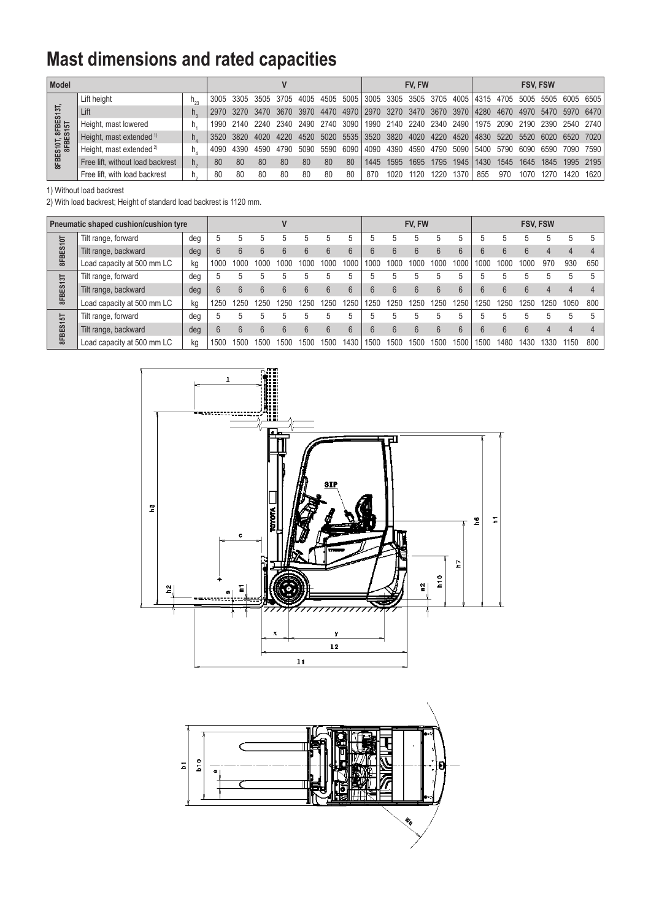# Mast dimensions and rated capacities

| Model | | | V | | | | | | | FV, FW | | | | | FSV, FSW | | | | | |
|---|---|---|---|---|---|---|---|---|---|---|---|---|---|---|---|---|---|---|---|---|
| 8FBES10T, 8FBES13T, 8FBES15T | Lift height | $h_{23}$ | 3005 | 3305 | 3505 | 3705 | 4005 | 4505 | 5005 | 3005 | 3305 | 3505 | 3705 | 4005 | 4315 | 4705 | 5005 | 5505 | 6005 | 6505 |
| | Lift | $h_3$ | 2970 | 3270 | 3470 | 3670 | 3970 | 4470 | 4970 | 2970 | 3270 | 3470 | 3670 | 3970 | 4280 | 4670 | 4970 | 5470 | 5970 | 6470 |
| | Height, mast lowered | $h_1$ | 1990 | 2140 | 2240 | 2340 | 2490 | 2740 | 3090 | 1990 | 2140 | 2240 | 2340 | 2490 | 1975 | 2090 | 2190 | 2390 | 2540 | 2740 |
| | Height, mast extended [1] | $h_4$ | 3520 | 3820 | 4020 | 4220 | 4520 | 5020 | 5535 | 3520 | 3820 | 4020 | 4220 | 4520 | 4830 | 5220 | 5520 | 6020 | 6520 | 7020 |
| | Height, mast extended [2] | $h_4$ | 4090 | 4390 | 4590 | 4790 | 5090 | 5590 | 6090 | 4090 | 4390 | 4590 | 4790 | 5090 | 5400 | 5790 | 6090 | 6590 | 7090 | 7590 |
| | Free lift, without load backrest | $h_2$ | 80 | 80 | 80 | 80 | 80 | 80 | 80 | 1445 | 1595 | 1695 | 1795 | 1945 | 1430 | 1545 | 1645 | 1845 | 1995 | 2195 |
| | Free lift, with load backrest | $h_2$ | 80 | 80 | 80 | 80 | 80 | 80 | 80 | 870 | 1020 | 1120 | 1220 | 1370 | 855 | 970 | 1070 | 1270 | 1420 | 1620 |

1) Without load backrest

2) With load backrest; Height of standard load backrest is 1120 mm.

| Pneumatic shaped cushion/cushion tyre | | | V | | | | | | | FV, FW | | | | | FSV, FSW | | | | | |
|---|---|---|---|---|---|---|---|---|---|---|---|---|---|---|---|---|---|---|---|---|
| 8FBES10T | Tilt range, forward | deg | 5 | 5 | 5 | 5 | 5 | 5 | 5 | 5 | 5 | 5 | 5 | 5 | 5 | 5 | 5 | 5 | 5 | 5 |
| | Tilt range, backward | deg | 6 | 6 | 6 | 6 | 6 | 6 | 6 | 6 | 6 | 6 | 6 | 6 | 6 | 6 | 6 | 4 | 4 | 4 |
| | Load capacity at 500 mm LC | kg | 1000 | 1000 | 1000 | 1000 | 1000 | 1000 | 1000 | 1000 | 1000 | 1000 | 1000 | 1000 | 1000 | 1000 | 1000 | 970 | 930 | 650 |
| 8FBES13T | Tilt range, forward | deg | 5 | 5 | 5 | 5 | 5 | 5 | 5 | 5 | 5 | 5 | 5 | 5 | 5 | 5 | 5 | 5 | 5 | 5 |
| | Tilt range, backward | deg | 6 | 6 | 6 | 6 | 6 | 6 | 6 | 6 | 6 | 6 | 6 | 6 | 6 | 6 | 6 | 4 | 4 | 4 |
| | Load capacity at 500 mm LC | kg | 1250 | 1250 | 1250 | 1250 | 1250 | 1250 | 1250 | 1250 | 1250 | 1250 | 1250 | 1250 | 1250 | 1250 | 1250 | 1250 | 1050 | 800 |
| 8FBES15T | Tilt range, forward | deg | 5 | 5 | 5 | 5 | 5 | 5 | 5 | 5 | 5 | 5 | 5 | 5 | 5 | 5 | 5 | 5 | 5 | 5 |
| | Tilt range, backward | deg | 6 | 6 | 6 | 6 | 6 | 6 | 6 | 6 | 6 | 6 | 6 | 6 | 6 | 6 | 6 | 4 | 4 | 4 |
| | Load capacity at 500 mm LC | kg | 1500 | 1500 | 1500 | 1500 | 1500 | 1500 | 1430 | 1500 | 1500 | 1500 | 1500 | 1500 | 1500 | 1480 | 1430 | 1330 | 1150 | 800 |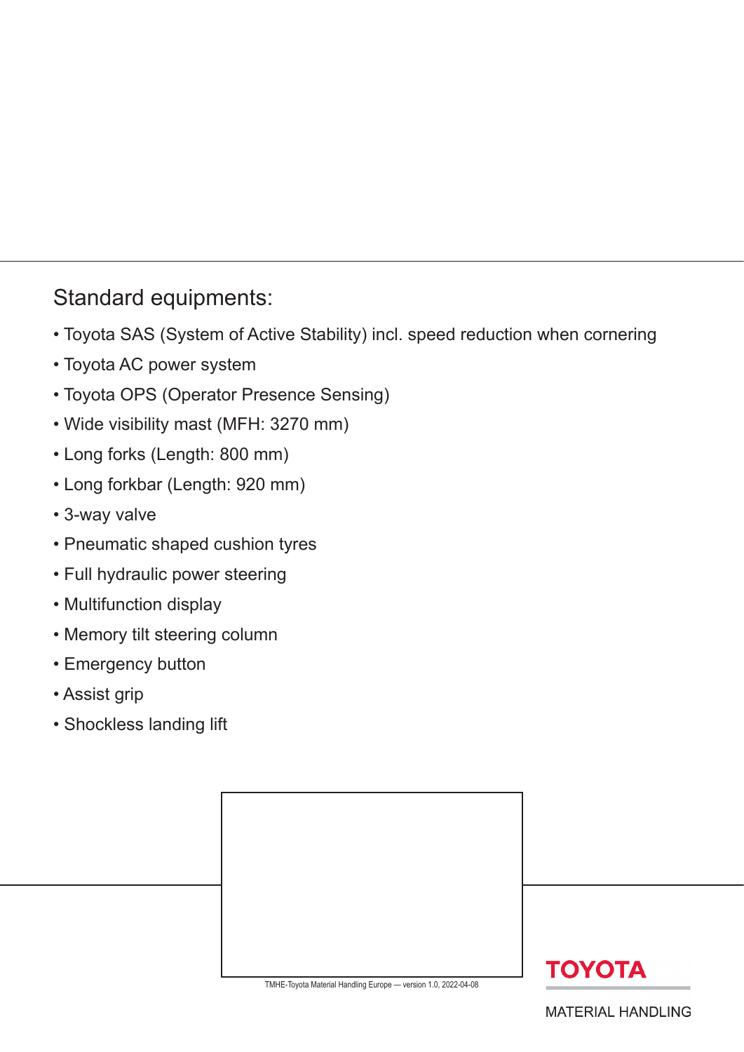## Standard equipments:

- Toyota SAS (System of Active Stability) incl. speed reduction when cornering
- Toyota AC power system
- Toyota OPS (Operator Presence Sensing)
- Wide visibility mast (MFH: 3270 mm)
- Long forks (Length: 800 mm)
- Long forkbar (Length: 920 mm)
- 3-way valve
- Pneumatic shaped cushion tyres
- Full hydraulic power steering
- Multifunction display
- Memory tilt steering column
- Emergency button
- Assist grip
- Shockless landing lift

TMHE-Toyota Material Handling Europe — version 1.0, 2022-04-08

TOYOTA

MATERIAL HANDLING